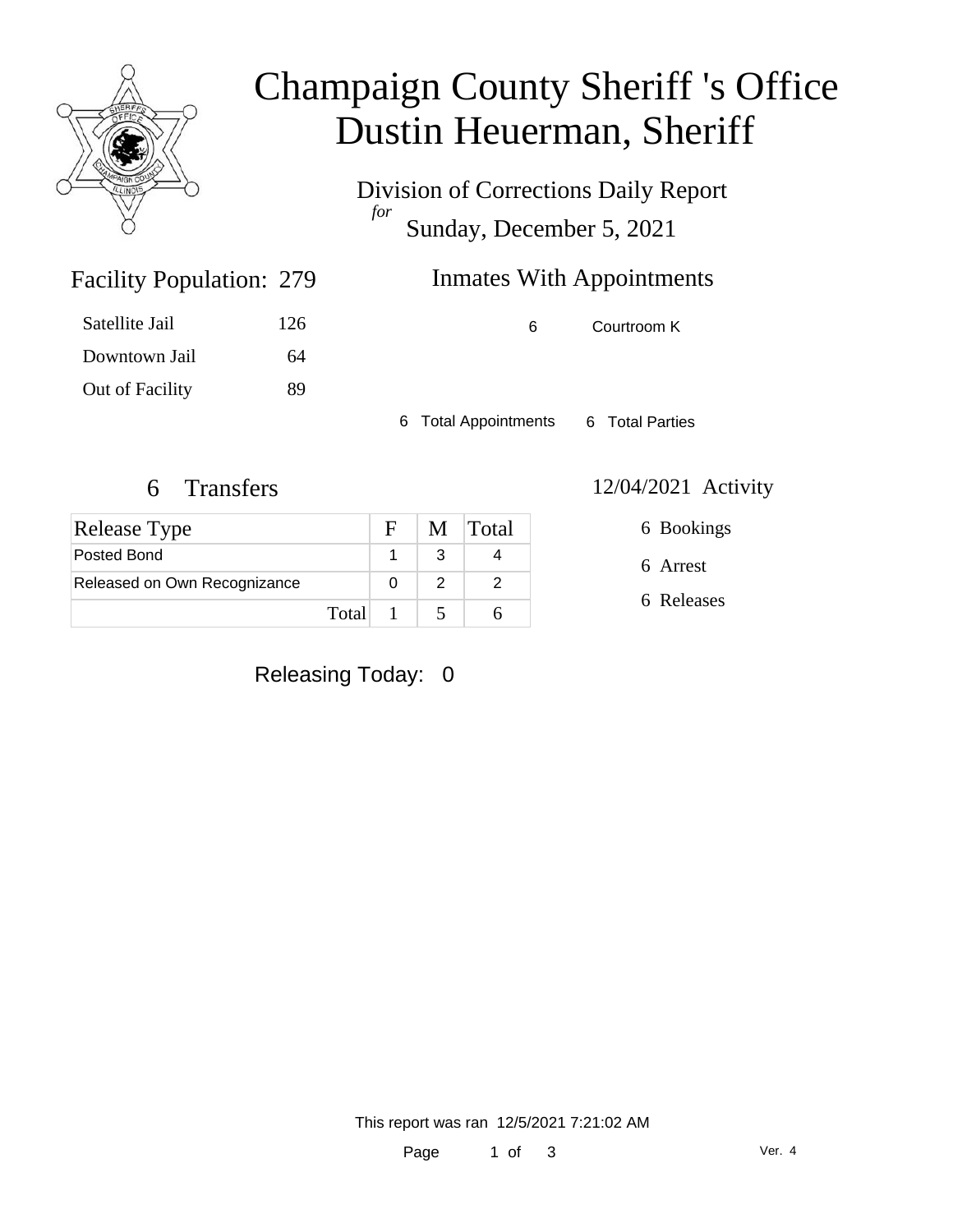# Champaign County Sheriff 's Office
# Dustin Heuerman, Sheriff

Division of Corrections Daily Report

*for*

Sunday, December 5, 2021

## Facility Population: 279

| | |
|---|---|
| Satellite Jail | 126 |
| Downtown Jail | 64 |
| Out of Facility | 89 |

## Inmates With Appointments

| | |
|---|---|
| 6 | Courtroom K |

6 Total Appointments 6 Total Parties

## 6 Transfers

| Release Type | F | M | Total |
|---|---|---|---|
| Posted Bond | 1 | 3 | 4 |
| Released on Own Recognizance | 0 | 2 | 2 |
| Total | 1 | 5 | 6 |

## 12/04/2021 Activity

6 Bookings

6 Arrest

6 Releases

Releasing Today: 0

This report was ran 12/5/2021 7:21:02 AM

Ver. 4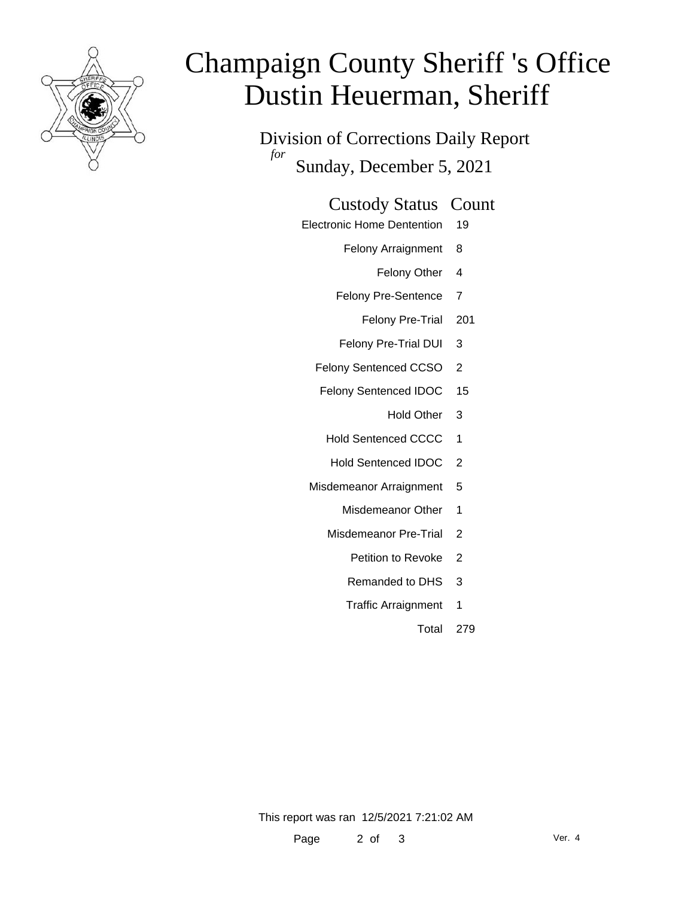# Champaign County Sheriff 's Office
# Dustin Heuerman, Sheriff

## Division of Corrections Daily Report

*for*

Sunday, December 5, 2021

| Custody Status | Count |
|---|---|
| Electronic Home Dentention | 19 |
| Felony Arraignment | 8 |
| Felony Other | 4 |
| Felony Pre-Sentence | 7 |
| Felony Pre-Trial | 201 |
| Felony Pre-Trial DUI | 3 |
| Felony Sentenced CCSO | 2 |
| Felony Sentenced IDOC | 15 |
| Hold Other | 3 |
| Hold Sentenced CCCC | 1 |
| Hold Sentenced IDOC | 2 |
| Misdemeanor Arraignment | 5 |
| Misdemeanor Other | 1 |
| Misdemeanor Pre-Trial | 2 |
| Petition to Revoke | 2 |
| Remanded to DHS | 3 |
| Traffic Arraignment | 1 |
| Total | 279 |

This report was ran 12/5/2021 7:21:02 AM

Ver. 4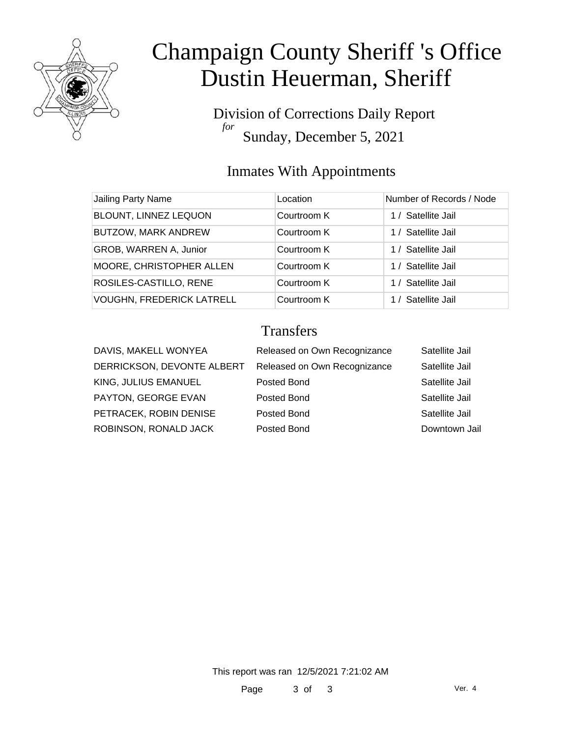# Champaign County Sheriff 's Office
# Dustin Heuerman, Sheriff

Division of Corrections Daily Report
*for*
Sunday, December 5, 2021

## Inmates With Appointments

| Jailing Party Name | Location | Number of Records / Node |
|---|---|---|
| BLOUNT, LINNEZ LEQUON | Courtroom K | 1 / Satellite Jail |
| BUTZOW, MARK ANDREW | Courtroom K | 1 / Satellite Jail |
| GROB, WARREN A, Junior | Courtroom K | 1 / Satellite Jail |
| MOORE, CHRISTOPHER ALLEN | Courtroom K | 1 / Satellite Jail |
| ROSILES-CASTILLO, RENE | Courtroom K | 1 / Satellite Jail |
| VOUGHN, FREDERICK LATRELL | Courtroom K | 1 / Satellite Jail |

## Transfers

| | | |
|---|---|---|
| DAVIS, MAKELL WONYEA | Released on Own Recognizance | Satellite Jail |
| DERRICKSON, DEVONTE ALBERT | Released on Own Recognizance | Satellite Jail |
| KING, JULIUS EMANUEL | Posted Bond | Satellite Jail |
| PAYTON, GEORGE EVAN | Posted Bond | Satellite Jail |
| PETRACEK, ROBIN DENISE | Posted Bond | Satellite Jail |
| ROBINSON, RONALD JACK | Posted Bond | Downtown Jail |

This report was ran 12/5/2021 7:21:02 AM

Ver. 4